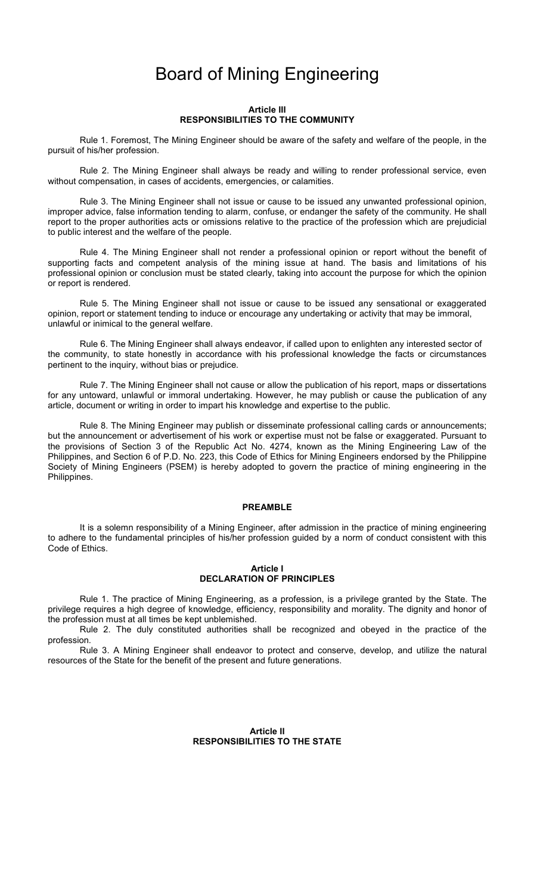# Board of Mining Engineering

### Article III
### RESPONSIBILITIES TO THE COMMUNITY

Rule 1. Foremost, The Mining Engineer should be aware of the safety and welfare of the people, in the pursuit of his/her profession.

Rule 2. The Mining Engineer shall always be ready and willing to render professional service, even without compensation, in cases of accidents, emergencies, or calamities.

Rule 3. The Mining Engineer shall not issue or cause to be issued any unwanted professional opinion, improper advice, false information tending to alarm, confuse, or endanger the safety of the community. He shall report to the proper authorities acts or omissions relative to the practice of the profession which are prejudicial to public interest and the welfare of the people.

Rule 4. The Mining Engineer shall not render a professional opinion or report without the benefit of supporting facts and competent analysis of the mining issue at hand. The basis and limitations of his professional opinion or conclusion must be stated clearly, taking into account the purpose for which the opinion or report is rendered.

Rule 5. The Mining Engineer shall not issue or cause to be issued any sensational or exaggerated opinion, report or statement tending to induce or encourage any undertaking or activity that may be immoral, unlawful or inimical to the general welfare.

Rule 6. The Mining Engineer shall always endeavor, if called upon to enlighten any interested sector of the community, to state honestly in accordance with his professional knowledge the facts or circumstances pertinent to the inquiry, without bias or prejudice.

Rule 7. The Mining Engineer shall not cause or allow the publication of his report, maps or dissertations for any untoward, unlawful or immoral undertaking. However, he may publish or cause the publication of any article, document or writing in order to impart his knowledge and expertise to the public.

Rule 8. The Mining Engineer may publish or disseminate professional calling cards or announcements; but the announcement or advertisement of his work or expertise must not be false or exaggerated. Pursuant to the provisions of Section 3 of the Republic Act No. 4274, known as the Mining Engineering Law of the Philippines, and Section 6 of P.D. No. 223, this Code of Ethics for Mining Engineers endorsed by the Philippine Society of Mining Engineers (PSEM) is hereby adopted to govern the practice of mining engineering in the Philippines.

### PREAMBLE

It is a solemn responsibility of a Mining Engineer, after admission in the practice of mining engineering to adhere to the fundamental principles of his/her profession guided by a norm of conduct consistent with this Code of Ethics.

### Article I
### DECLARATION OF PRINCIPLES

Rule 1. The practice of Mining Engineering, as a profession, is a privilege granted by the State. The privilege requires a high degree of knowledge, efficiency, responsibility and morality. The dignity and honor of the profession must at all times be kept unblemished.

Rule 2. The duly constituted authorities shall be recognized and obeyed in the practice of the profession.

Rule 3. A Mining Engineer shall endeavor to protect and conserve, develop, and utilize the natural resources of the State for the benefit of the present and future generations.

### Article II
### RESPONSIBILITIES TO THE STATE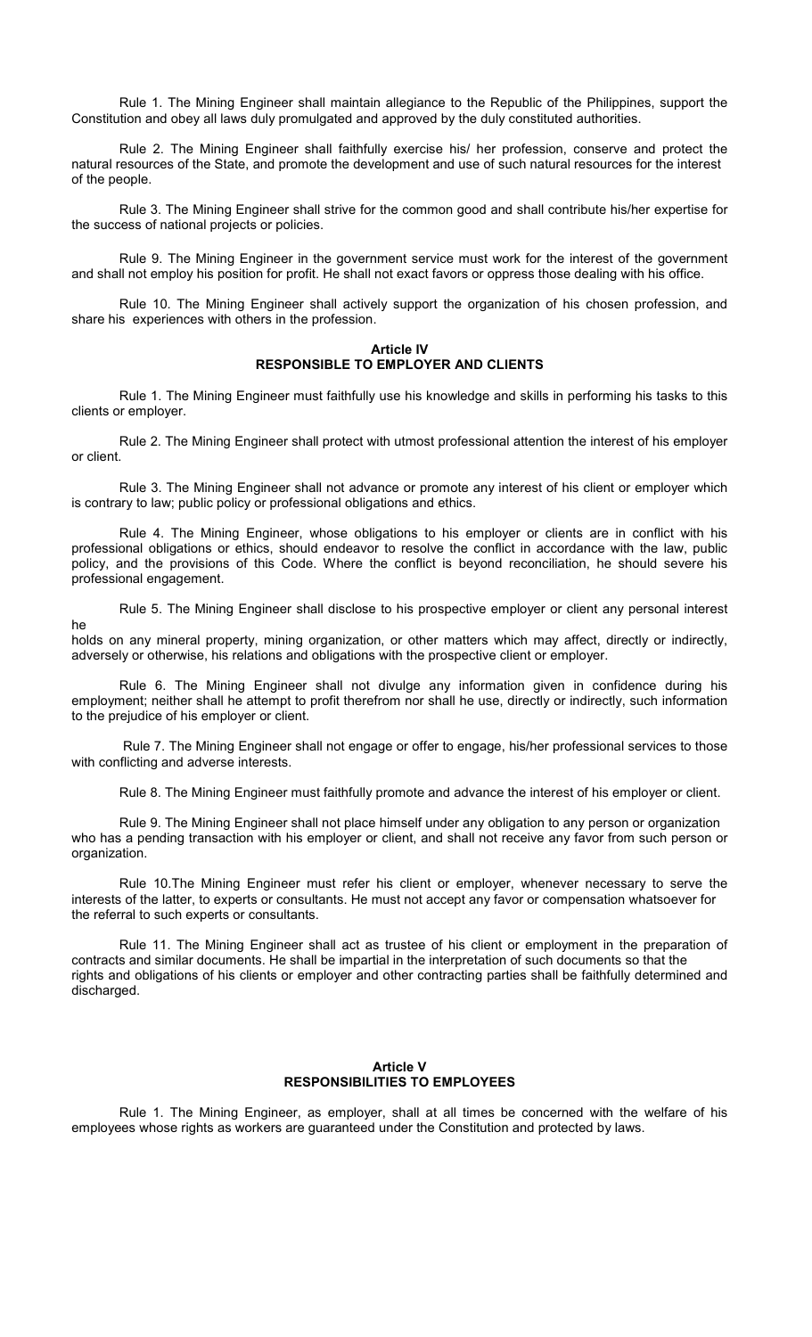Rule 1. The Mining Engineer shall maintain allegiance to the Republic of the Philippines, support the Constitution and obey all laws duly promulgated and approved by the duly constituted authorities.

Rule 2. The Mining Engineer shall faithfully exercise his/ her profession, conserve and protect the natural resources of the State, and promote the development and use of such natural resources for the interest of the people.

Rule 3. The Mining Engineer shall strive for the common good and shall contribute his/her expertise for the success of national projects or policies.

Rule 9. The Mining Engineer in the government service must work for the interest of the government and shall not employ his position for profit. He shall not exact favors or oppress those dealing with his office.

Rule 10. The Mining Engineer shall actively support the organization of his chosen profession, and share his experiences with others in the profession.

## Article IV
## RESPONSIBLE TO EMPLOYER AND CLIENTS

Rule 1. The Mining Engineer must faithfully use his knowledge and skills in performing his tasks to this clients or employer.

Rule 2. The Mining Engineer shall protect with utmost professional attention the interest of his employer or client.

Rule 3. The Mining Engineer shall not advance or promote any interest of his client or employer which is contrary to law; public policy or professional obligations and ethics.

Rule 4. The Mining Engineer, whose obligations to his employer or clients are in conflict with his professional obligations or ethics, should endeavor to resolve the conflict in accordance with the law, public policy, and the provisions of this Code. Where the conflict is beyond reconciliation, he should severe his professional engagement.

Rule 5. The Mining Engineer shall disclose to his prospective employer or client any personal interest he holds on any mineral property, mining organization, or other matters which may affect, directly or indirectly, adversely or otherwise, his relations and obligations with the prospective client or employer.

Rule 6. The Mining Engineer shall not divulge any information given in confidence during his employment; neither shall he attempt to profit therefrom nor shall he use, directly or indirectly, such information to the prejudice of his employer or client.

Rule 7. The Mining Engineer shall not engage or offer to engage, his/her professional services to those with conflicting and adverse interests.

Rule 8. The Mining Engineer must faithfully promote and advance the interest of his employer or client.

Rule 9. The Mining Engineer shall not place himself under any obligation to any person or organization who has a pending transaction with his employer or client, and shall not receive any favor from such person or organization.

Rule 10.The Mining Engineer must refer his client or employer, whenever necessary to serve the interests of the latter, to experts or consultants. He must not accept any favor or compensation whatsoever for the referral to such experts or consultants.

Rule 11. The Mining Engineer shall act as trustee of his client or employment in the preparation of contracts and similar documents. He shall be impartial in the interpretation of such documents so that the rights and obligations of his clients or employer and other contracting parties shall be faithfully determined and discharged.

## Article V
## RESPONSIBILITIES TO EMPLOYEES

Rule 1. The Mining Engineer, as employer, shall at all times be concerned with the welfare of his employees whose rights as workers are guaranteed under the Constitution and protected by laws.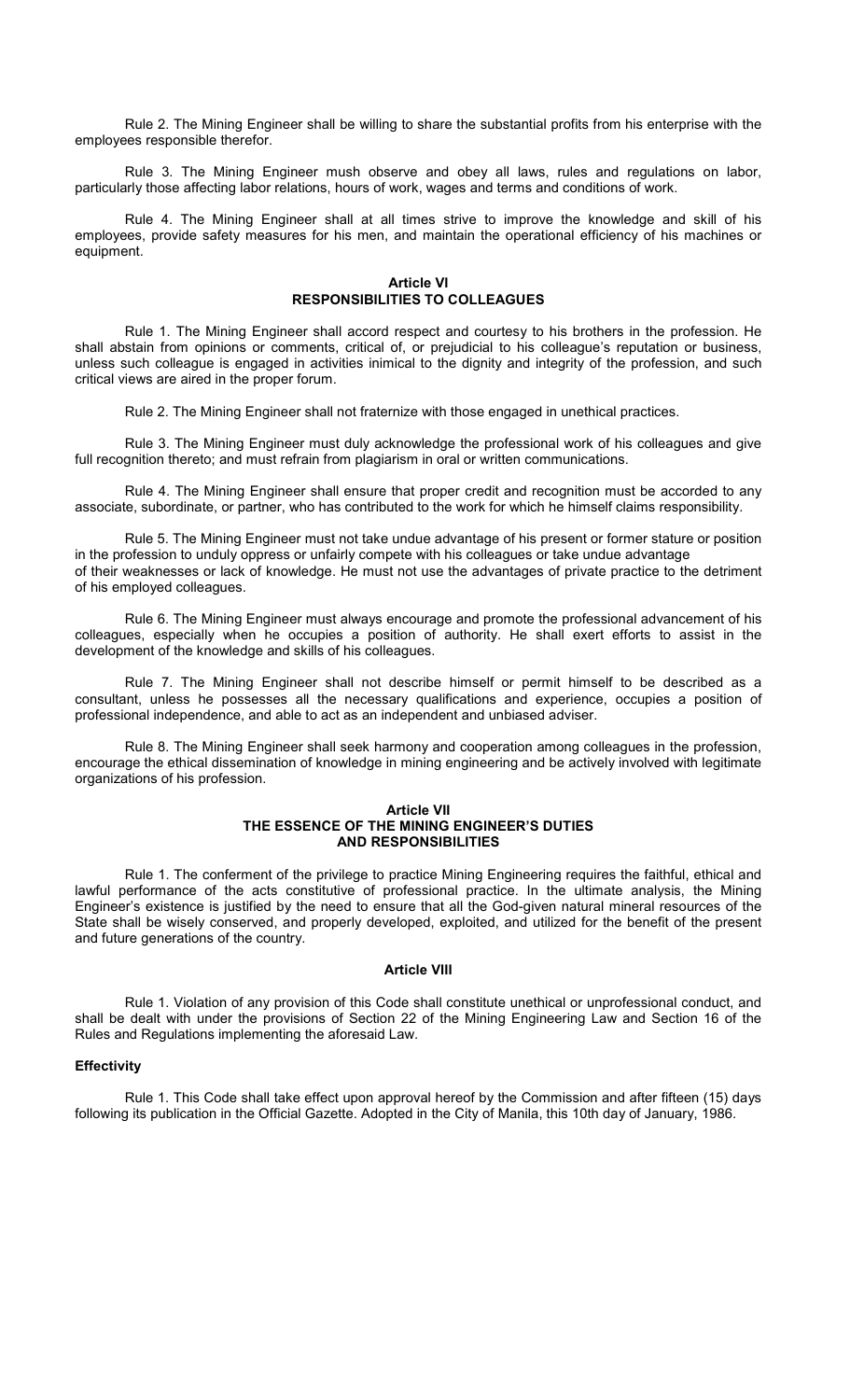Rule 2. The Mining Engineer shall be willing to share the substantial profits from his enterprise with the employees responsible therefor.

Rule 3. The Mining Engineer mush observe and obey all laws, rules and regulations on labor, particularly those affecting labor relations, hours of work, wages and terms and conditions of work.

Rule 4. The Mining Engineer shall at all times strive to improve the knowledge and skill of his employees, provide safety measures for his men, and maintain the operational efficiency of his machines or equipment.

## Article VI
## RESPONSIBILITIES TO COLLEAGUES

Rule 1. The Mining Engineer shall accord respect and courtesy to his brothers in the profession. He shall abstain from opinions or comments, critical of, or prejudicial to his colleague's reputation or business, unless such colleague is engaged in activities inimical to the dignity and integrity of the profession, and such critical views are aired in the proper forum.

Rule 2. The Mining Engineer shall not fraternize with those engaged in unethical practices.

Rule 3. The Mining Engineer must duly acknowledge the professional work of his colleagues and give full recognition thereto; and must refrain from plagiarism in oral or written communications.

Rule 4. The Mining Engineer shall ensure that proper credit and recognition must be accorded to any associate, subordinate, or partner, who has contributed to the work for which he himself claims responsibility.

Rule 5. The Mining Engineer must not take undue advantage of his present or former stature or position in the profession to unduly oppress or unfairly compete with his colleagues or take undue advantage of their weaknesses or lack of knowledge. He must not use the advantages of private practice to the detriment of his employed colleagues.

Rule 6. The Mining Engineer must always encourage and promote the professional advancement of his colleagues, especially when he occupies a position of authority. He shall exert efforts to assist in the development of the knowledge and skills of his colleagues.

Rule 7. The Mining Engineer shall not describe himself or permit himself to be described as a consultant, unless he possesses all the necessary qualifications and experience, occupies a position of professional independence, and able to act as an independent and unbiased adviser.

Rule 8. The Mining Engineer shall seek harmony and cooperation among colleagues in the profession, encourage the ethical dissemination of knowledge in mining engineering and be actively involved with legitimate organizations of his profession.

## Article VII
## THE ESSENCE OF THE MINING ENGINEER'S DUTIES AND RESPONSIBILITIES

Rule 1. The conferment of the privilege to practice Mining Engineering requires the faithful, ethical and lawful performance of the acts constitutive of professional practice. In the ultimate analysis, the Mining Engineer's existence is justified by the need to ensure that all the God-given natural mineral resources of the State shall be wisely conserved, and properly developed, exploited, and utilized for the benefit of the present and future generations of the country.

## Article VIII

Rule 1. Violation of any provision of this Code shall constitute unethical or unprofessional conduct, and shall be dealt with under the provisions of Section 22 of the Mining Engineering Law and Section 16 of the Rules and Regulations implementing the aforesaid Law.

### Effectivity

Rule 1. This Code shall take effect upon approval hereof by the Commission and after fifteen (15) days following its publication in the Official Gazette. Adopted in the City of Manila, this 10th day of January, 1986.